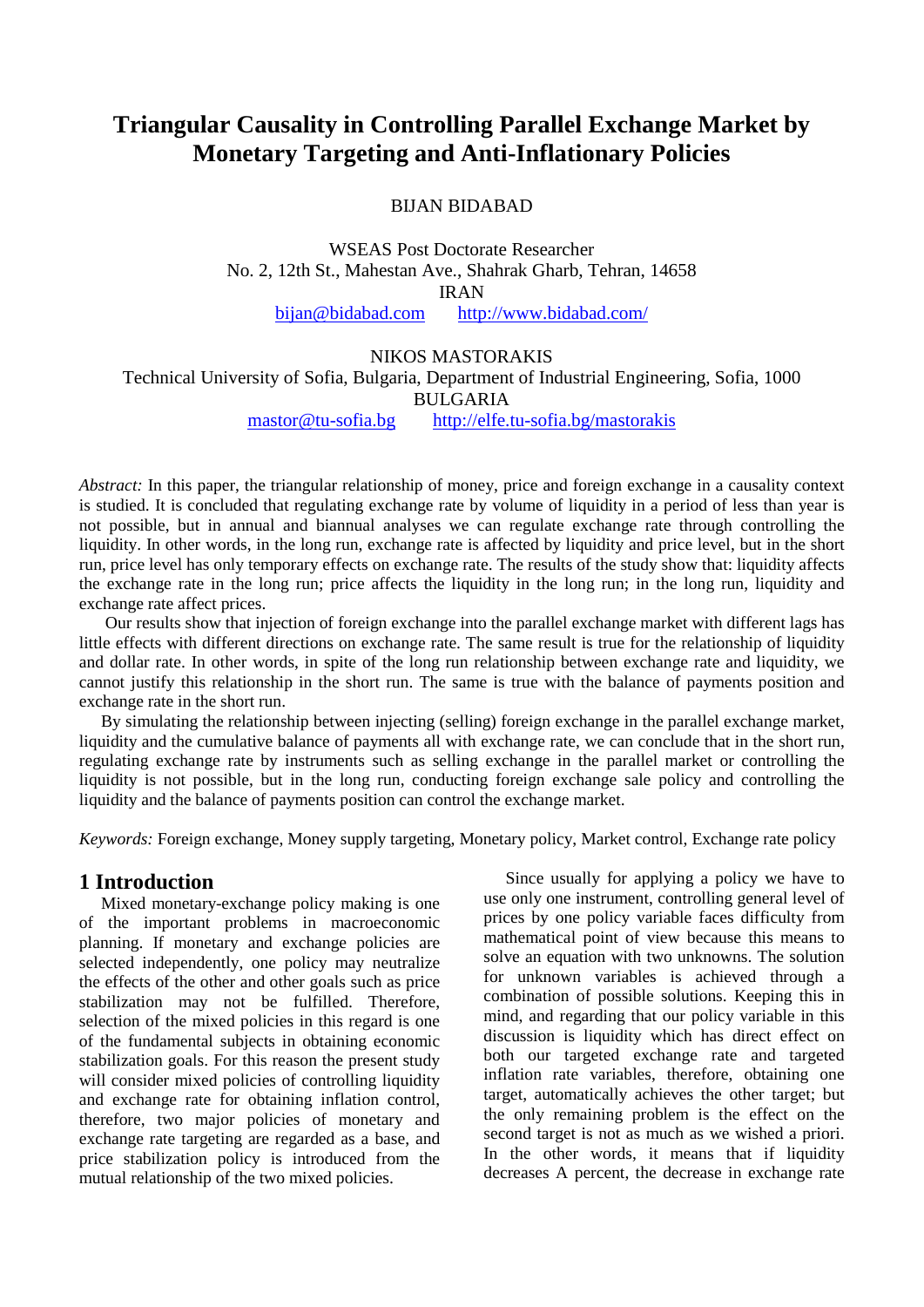# Triangular Causality in Controlling Parallel Exchange Market by Monetary Targeting and Anti-Inflationary Policies

BIJAN BIDABAD

WSEAS Post Doctorate Researcher
No. 2, 12th St., Mahestan Ave., Shahrak Gharb, Tehran, 14658
IRAN
bijan@bidabad.com http://www.bidabad.com/

NIKOS MASTORAKIS
Technical University of Sofia, Bulgaria, Department of Industrial Engineering, Sofia, 1000
BULGARIA
mastor@tu-sofia.bg http://elfe.tu-sofia.bg/mastorakis

*Abstract:* In this paper, the triangular relationship of money, price and foreign exchange in a causality context is studied. It is concluded that regulating exchange rate by volume of liquidity in a period of less than year is not possible, but in annual and biannual analyses we can regulate exchange rate through controlling the liquidity. In other words, in the long run, exchange rate is affected by liquidity and price level, but in the short run, price level has only temporary effects on exchange rate. The results of the study show that: liquidity affects the exchange rate in the long run; price affects the liquidity in the long run; in the long run, liquidity and exchange rate affect prices.

Our results show that injection of foreign exchange into the parallel exchange market with different lags has little effects with different directions on exchange rate. The same result is true for the relationship of liquidity and dollar rate. In other words, in spite of the long run relationship between exchange rate and liquidity, we cannot justify this relationship in the short run. The same is true with the balance of payments position and exchange rate in the short run.

By simulating the relationship between injecting (selling) foreign exchange in the parallel exchange market, liquidity and the cumulative balance of payments all with exchange rate, we can conclude that in the short run, regulating exchange rate by instruments such as selling exchange in the parallel market or controlling the liquidity is not possible, but in the long run, conducting foreign exchange sale policy and controlling the liquidity and the balance of payments position can control the exchange market.

*Keywords:* Foreign exchange, Money supply targeting, Monetary policy, Market control, Exchange rate policy

## 1 Introduction

Mixed monetary-exchange policy making is one of the important problems in macroeconomic planning. If monetary and exchange policies are selected independently, one policy may neutralize the effects of the other and other goals such as price stabilization may not be fulfilled. Therefore, selection of the mixed policies in this regard is one of the fundamental subjects in obtaining economic stabilization goals. For this reason the present study will consider mixed policies of controlling liquidity and exchange rate for obtaining inflation control, therefore, two major policies of monetary and exchange rate targeting are regarded as a base, and price stabilization policy is introduced from the mutual relationship of the two mixed policies.

Since usually for applying a policy we have to use only one instrument, controlling general level of prices by one policy variable faces difficulty from mathematical point of view because this means to solve an equation with two unknowns. The solution for unknown variables is achieved through a combination of possible solutions. Keeping this in mind, and regarding that our policy variable in this discussion is liquidity which has direct effect on both our targeted exchange rate and targeted inflation rate variables, therefore, obtaining one target, automatically achieves the other target; but the only remaining problem is the effect on the second target is not as much as we wished a priori. In the other words, it means that if liquidity decreases A percent, the decrease in exchange rate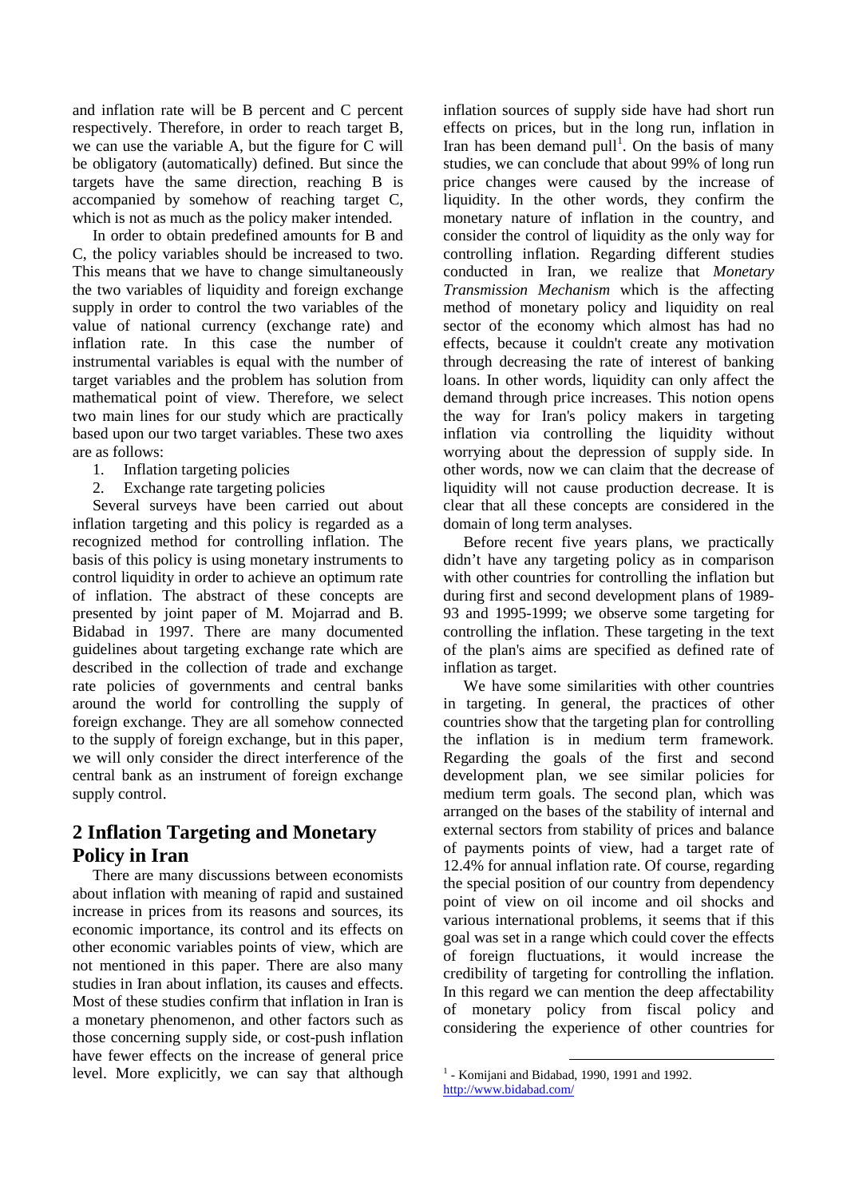and inflation rate will be B percent and C percent respectively. Therefore, in order to reach target B, we can use the variable A, but the figure for C will be obligatory (automatically) defined. But since the targets have the same direction, reaching B is accompanied by somehow of reaching target C, which is not as much as the policy maker intended.

In order to obtain predefined amounts for B and C, the policy variables should be increased to two. This means that we have to change simultaneously the two variables of liquidity and foreign exchange supply in order to control the two variables of the value of national currency (exchange rate) and inflation rate. In this case the number of instrumental variables is equal with the number of target variables and the problem has solution from mathematical point of view. Therefore, we select two main lines for our study which are practically based upon our two target variables. These two axes are as follows:

1. Inflation targeting policies
2. Exchange rate targeting policies

Several surveys have been carried out about inflation targeting and this policy is regarded as a recognized method for controlling inflation. The basis of this policy is using monetary instruments to control liquidity in order to achieve an optimum rate of inflation. The abstract of these concepts are presented by joint paper of M. Mojarrad and B. Bidabad in 1997. There are many documented guidelines about targeting exchange rate which are described in the collection of trade and exchange rate policies of governments and central banks around the world for controlling the supply of foreign exchange. They are all somehow connected to the supply of foreign exchange, but in this paper, we will only consider the direct interference of the central bank as an instrument of foreign exchange supply control.

## 2 Inflation Targeting and Monetary Policy in Iran

There are many discussions between economists about inflation with meaning of rapid and sustained increase in prices from its reasons and sources, its economic importance, its control and its effects on other economic variables points of view, which are not mentioned in this paper. There are also many studies in Iran about inflation, its causes and effects. Most of these studies confirm that inflation in Iran is a monetary phenomenon, and other factors such as those concerning supply side, or cost-push inflation have fewer effects on the increase of general price level. More explicitly, we can say that although inflation sources of supply side have had short run effects on prices, but in the long run, inflation in Iran has been demand pull[1]. On the basis of many studies, we can conclude that about 99% of long run price changes were caused by the increase of liquidity. In the other words, they confirm the monetary nature of inflation in the country, and consider the control of liquidity as the only way for controlling inflation. Regarding different studies conducted in Iran, we realize that *Monetary Transmission Mechanism* which is the affecting method of monetary policy and liquidity on real sector of the economy which almost has had no effects, because it couldn't create any motivation through decreasing the rate of interest of banking loans. In other words, liquidity can only affect the demand through price increases. This notion opens the way for Iran's policy makers in targeting inflation via controlling the liquidity without worrying about the depression of supply side. In other words, now we can claim that the decrease of liquidity will not cause production decrease. It is clear that all these concepts are considered in the domain of long term analyses.

Before recent five years plans, we practically didn't have any targeting policy as in comparison with other countries for controlling the inflation but during first and second development plans of 1989-93 and 1995-1999; we observe some targeting for controlling the inflation. These targeting in the text of the plan's aims are specified as defined rate of inflation as target.

We have some similarities with other countries in targeting. In general, the practices of other countries show that the targeting plan for controlling the inflation is in medium term framework. Regarding the goals of the first and second development plan, we see similar policies for medium term goals. The second plan, which was arranged on the bases of the stability of internal and external sectors from stability of prices and balance of payments points of view, had a target rate of 12.4% for annual inflation rate. Of course, regarding the special position of our country from dependency point of view on oil income and oil shocks and various international problems, it seems that if this goal was set in a range which could cover the effects of foreign fluctuations, it would increase the credibility of targeting for controlling the inflation. In this regard we can mention the deep affectability of monetary policy from fiscal policy and considering the experience of other countries for

[1] - Komijani and Bidabad, 1990, 1991 and 1992. http://www.bidabad.com/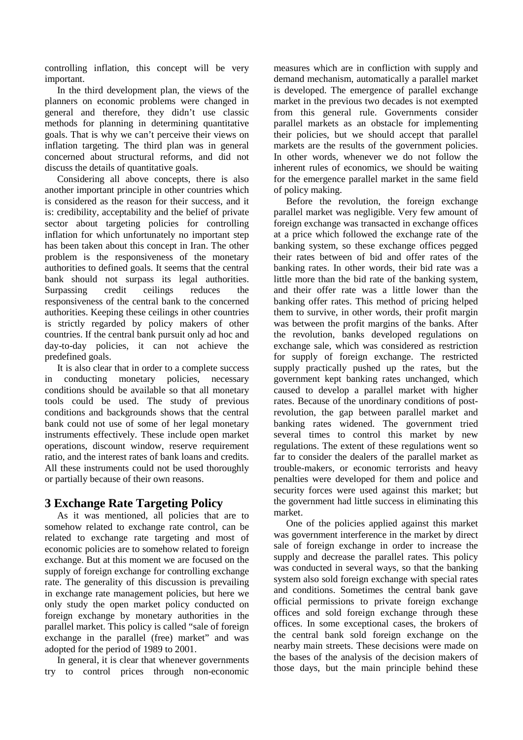controlling inflation, this concept will be very important.

In the third development plan, the views of the planners on economic problems were changed in general and therefore, they didn't use classic methods for planning in determining quantitative goals. That is why we can't perceive their views on inflation targeting. The third plan was in general concerned about structural reforms, and did not discuss the details of quantitative goals.

Considering all above concepts, there is also another important principle in other countries which is considered as the reason for their success, and it is: credibility, acceptability and the belief of private sector about targeting policies for controlling inflation for which unfortunately no important step has been taken about this concept in Iran. The other problem is the responsiveness of the monetary authorities to defined goals. It seems that the central bank should not surpass its legal authorities. Surpassing credit ceilings reduces the responsiveness of the central bank to the concerned authorities. Keeping these ceilings in other countries is strictly regarded by policy makers of other countries. If the central bank pursuit only ad hoc and day-to-day policies, it can not achieve the predefined goals.

It is also clear that in order to a complete success in conducting monetary policies, necessary conditions should be available so that all monetary tools could be used. The study of previous conditions and backgrounds shows that the central bank could not use of some of her legal monetary instruments effectively. These include open market operations, discount window, reserve requirement ratio, and the interest rates of bank loans and credits. All these instruments could not be used thoroughly or partially because of their own reasons.

## 3 Exchange Rate Targeting Policy

As it was mentioned, all policies that are to somehow related to exchange rate control, can be related to exchange rate targeting and most of economic policies are to somehow related to foreign exchange. But at this moment we are focused on the supply of foreign exchange for controlling exchange rate. The generality of this discussion is prevailing in exchange rate management policies, but here we only study the open market policy conducted on foreign exchange by monetary authorities in the parallel market. This policy is called "sale of foreign exchange in the parallel (free) market" and was adopted for the period of 1989 to 2001.

In general, it is clear that whenever governments try to control prices through non-economic measures which are in confliction with supply and demand mechanism, automatically a parallel market is developed. The emergence of parallel exchange market in the previous two decades is not exempted from this general rule. Governments consider parallel markets as an obstacle for implementing their policies, but we should accept that parallel markets are the results of the government policies. In other words, whenever we do not follow the inherent rules of economics, we should be waiting for the emergence parallel market in the same field of policy making.

Before the revolution, the foreign exchange parallel market was negligible. Very few amount of foreign exchange was transacted in exchange offices at a price which followed the exchange rate of the banking system, so these exchange offices pegged their rates between of bid and offer rates of the banking rates. In other words, their bid rate was a little more than the bid rate of the banking system, and their offer rate was a little lower than the banking offer rates. This method of pricing helped them to survive, in other words, their profit margin was between the profit margins of the banks. After the revolution, banks developed regulations on exchange sale, which was considered as restriction for supply of foreign exchange. The restricted supply practically pushed up the rates, but the government kept banking rates unchanged, which caused to develop a parallel market with higher rates. Because of the unordinary conditions of post-revolution, the gap between parallel market and banking rates widened. The government tried several times to control this market by new regulations. The extent of these regulations went so far to consider the dealers of the parallel market as trouble-makers, or economic terrorists and heavy penalties were developed for them and police and security forces were used against this market; but the government had little success in eliminating this market.

One of the policies applied against this market was government interference in the market by direct sale of foreign exchange in order to increase the supply and decrease the parallel rates. This policy was conducted in several ways, so that the banking system also sold foreign exchange with special rates and conditions. Sometimes the central bank gave official permissions to private foreign exchange offices and sold foreign exchange through these offices. In some exceptional cases, the brokers of the central bank sold foreign exchange on the nearby main streets. These decisions were made on the bases of the analysis of the decision makers of those days, but the main principle behind these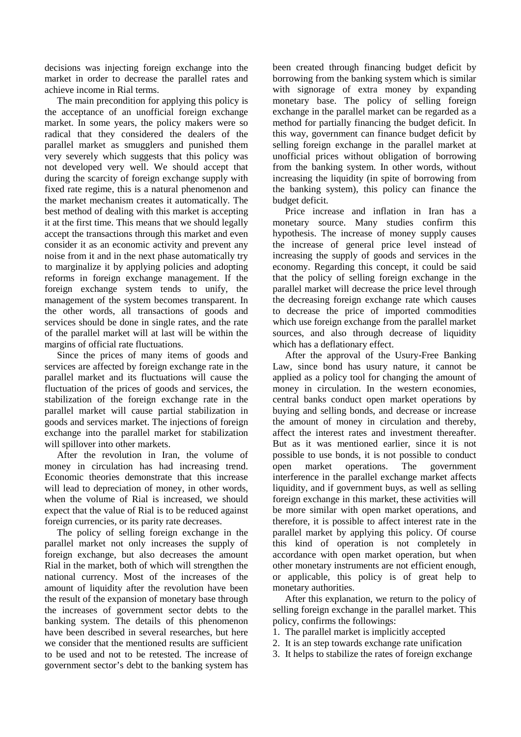decisions was injecting foreign exchange into the market in order to decrease the parallel rates and achieve income in Rial terms.

The main precondition for applying this policy is the acceptance of an unofficial foreign exchange market. In some years, the policy makers were so radical that they considered the dealers of the parallel market as smugglers and punished them very severely which suggests that this policy was not developed very well. We should accept that during the scarcity of foreign exchange supply with fixed rate regime, this is a natural phenomenon and the market mechanism creates it automatically. The best method of dealing with this market is accepting it at the first time. This means that we should legally accept the transactions through this market and even consider it as an economic activity and prevent any noise from it and in the next phase automatically try to marginalize it by applying policies and adopting reforms in foreign exchange management. If the foreign exchange system tends to unify, the management of the system becomes transparent. In the other words, all transactions of goods and services should be done in single rates, and the rate of the parallel market will at last will be within the margins of official rate fluctuations.

Since the prices of many items of goods and services are affected by foreign exchange rate in the parallel market and its fluctuations will cause the fluctuation of the prices of goods and services, the stabilization of the foreign exchange rate in the parallel market will cause partial stabilization in goods and services market. The injections of foreign exchange into the parallel market for stabilization will spillover into other markets.

After the revolution in Iran, the volume of money in circulation has had increasing trend. Economic theories demonstrate that this increase will lead to depreciation of money, in other words, when the volume of Rial is increased, we should expect that the value of Rial is to be reduced against foreign currencies, or its parity rate decreases.

The policy of selling foreign exchange in the parallel market not only increases the supply of foreign exchange, but also decreases the amount Rial in the market, both of which will strengthen the national currency. Most of the increases of the amount of liquidity after the revolution have been the result of the expansion of monetary base through the increases of government sector debts to the banking system. The details of this phenomenon have been described in several researches, but here we consider that the mentioned results are sufficient to be used and not to be retested. The increase of government sector's debt to the banking system has been created through financing budget deficit by borrowing from the banking system which is similar with signorage of extra money by expanding monetary base. The policy of selling foreign exchange in the parallel market can be regarded as a method for partially financing the budget deficit. In this way, government can finance budget deficit by selling foreign exchange in the parallel market at unofficial prices without obligation of borrowing from the banking system. In other words, without increasing the liquidity (in spite of borrowing from the banking system), this policy can finance the budget deficit.

Price increase and inflation in Iran has a monetary source. Many studies confirm this hypothesis. The increase of money supply causes the increase of general price level instead of increasing the supply of goods and services in the economy. Regarding this concept, it could be said that the policy of selling foreign exchange in the parallel market will decrease the price level through the decreasing foreign exchange rate which causes to decrease the price of imported commodities which use foreign exchange from the parallel market sources, and also through decrease of liquidity which has a deflationary effect.

After the approval of the Usury-Free Banking Law, since bond has usury nature, it cannot be applied as a policy tool for changing the amount of money in circulation. In the western economies, central banks conduct open market operations by buying and selling bonds, and decrease or increase the amount of money in circulation and thereby, affect the interest rates and investment thereafter. But as it was mentioned earlier, since it is not possible to use bonds, it is not possible to conduct open market operations. The government interference in the parallel exchange market affects liquidity, and if government buys, as well as selling foreign exchange in this market, these activities will be more similar with open market operations, and therefore, it is possible to affect interest rate in the parallel market by applying this policy. Of course this kind of operation is not completely in accordance with open market operation, but when other monetary instruments are not efficient enough, or applicable, this policy is of great help to monetary authorities.

After this explanation, we return to the policy of selling foreign exchange in the parallel market. This policy, confirms the followings:

1. The parallel market is implicitly accepted
2. It is an step towards exchange rate unification
3. It helps to stabilize the rates of foreign exchange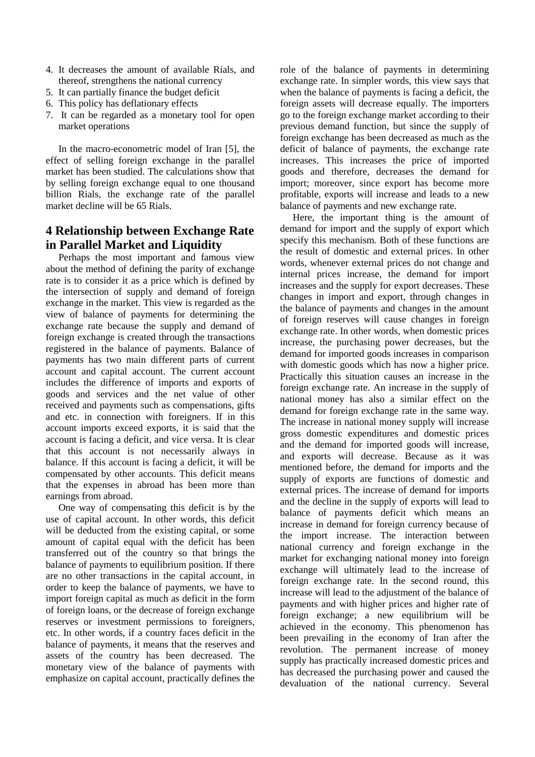4. It decreases the amount of available Rials, and thereof, strengthens the national currency
5. It can partially finance the budget deficit
6. This policy has deflationary effects
7. It can be regarded as a monetary tool for open market operations

In the macro-econometric model of Iran [5], the effect of selling foreign exchange in the parallel market has been studied. The calculations show that by selling foreign exchange equal to one thousand billion Rials, the exchange rate of the parallel market decline will be 65 Rials.

## 4 Relationship between Exchange Rate in Parallel Market and Liquidity

Perhaps the most important and famous view about the method of defining the parity of exchange rate is to consider it as a price which is defined by the intersection of supply and demand of foreign exchange in the market. This view is regarded as the view of balance of payments for determining the exchange rate because the supply and demand of foreign exchange is created through the transactions registered in the balance of payments. Balance of payments has two main different parts of current account and capital account. The current account includes the difference of imports and exports of goods and services and the net value of other received and payments such as compensations, gifts and etc. in connection with foreigners. If in this account imports exceed exports, it is said that the account is facing a deficit, and vice versa. It is clear that this account is not necessarily always in balance. If this account is facing a deficit, it will be compensated by other accounts. This deficit means that the expenses in abroad has been more than earnings from abroad.

One way of compensating this deficit is by the use of capital account. In other words, this deficit will be deducted from the existing capital, or some amount of capital equal with the deficit has been transferred out of the country so that brings the balance of payments to equilibrium position. If there are no other transactions in the capital account, in order to keep the balance of payments, we have to import foreign capital as much as deficit in the form of foreign loans, or the decrease of foreign exchange reserves or investment permissions to foreigners, etc. In other words, if a country faces deficit in the balance of payments, it means that the reserves and assets of the country has been decreased. The monetary view of the balance of payments with emphasize on capital account, practically defines the role of the balance of payments in determining exchange rate. In simpler words, this view says that when the balance of payments is facing a deficit, the foreign assets will decrease equally. The importers go to the foreign exchange market according to their previous demand function, but since the supply of foreign exchange has been decreased as much as the deficit of balance of payments, the exchange rate increases. This increases the price of imported goods and therefore, decreases the demand for import; moreover, since export has become more profitable, exports will increase and leads to a new balance of payments and new exchange rate.

Here, the important thing is the amount of demand for import and the supply of export which specify this mechanism. Both of these functions are the result of domestic and external prices. In other words, whenever external prices do not change and internal prices increase, the demand for import increases and the supply for export decreases. These changes in import and export, through changes in the balance of payments and changes in the amount of foreign reserves will cause changes in foreign exchange rate. In other words, when domestic prices increase, the purchasing power decreases, but the demand for imported goods increases in comparison with domestic goods which has now a higher price. Practically this situation causes an increase in the foreign exchange rate. An increase in the supply of national money has also a similar effect on the demand for foreign exchange rate in the same way. The increase in national money supply will increase gross domestic expenditures and domestic prices and the demand for imported goods will increase, and exports will decrease. Because as it was mentioned before, the demand for imports and the supply of exports are functions of domestic and external prices. The increase of demand for imports and the decline in the supply of exports will lead to balance of payments deficit which means an increase in demand for foreign currency because of the import increase. The interaction between national currency and foreign exchange in the market for exchanging national money into foreign exchange will ultimately lead to the increase of foreign exchange rate. In the second round, this increase will lead to the adjustment of the balance of payments and with higher prices and higher rate of foreign exchange; a new equilibrium will be achieved in the economy. This phenomenon has been prevailing in the economy of Iran after the revolution. The permanent increase of money supply has practically increased domestic prices and has decreased the purchasing power and caused the devaluation of the national currency. Several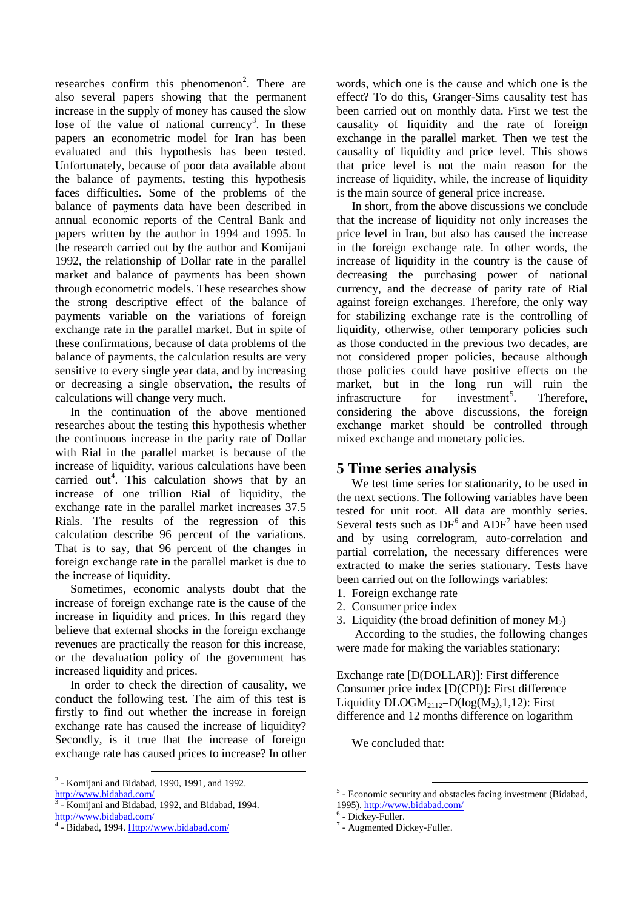researches confirm this phenomenon[2]. There are also several papers showing that the permanent increase in the supply of money has caused the slow lose of the value of national currency[3]. In these papers an econometric model for Iran has been evaluated and this hypothesis has been tested. Unfortunately, because of poor data available about the balance of payments, testing this hypothesis faces difficulties. Some of the problems of the balance of payments data have been described in annual economic reports of the Central Bank and papers written by the author in 1994 and 1995. In the research carried out by the author and Komijani 1992, the relationship of Dollar rate in the parallel market and balance of payments has been shown through econometric models. These researches show the strong descriptive effect of the balance of payments variable on the variations of foreign exchange rate in the parallel market. But in spite of these confirmations, because of data problems of the balance of payments, the calculation results are very sensitive to every single year data, and by increasing or decreasing a single observation, the results of calculations will change very much.

In the continuation of the above mentioned researches about the testing this hypothesis whether the continuous increase in the parity rate of Dollar with Rial in the parallel market is because of the increase of liquidity, various calculations have been carried out[4]. This calculation shows that by an increase of one trillion Rial of liquidity, the exchange rate in the parallel market increases 37.5 Rials. The results of the regression of this calculation describe 96 percent of the variations. That is to say, that 96 percent of the changes in foreign exchange rate in the parallel market is due to the increase of liquidity.

Sometimes, economic analysts doubt that the increase of foreign exchange rate is the cause of the increase in liquidity and prices. In this regard they believe that external shocks in the foreign exchange revenues are practically the reason for this increase, or the devaluation policy of the government has increased liquidity and prices.

In order to check the direction of causality, we conduct the following test. The aim of this test is firstly to find out whether the increase in foreign exchange rate has caused the increase of liquidity? Secondly, is it true that the increase of foreign exchange rate has caused prices to increase? In other words, which one is the cause and which one is the effect? To do this, Granger-Sims causality test has been carried out on monthly data. First we test the causality of liquidity and the rate of foreign exchange in the parallel market. Then we test the causality of liquidity and price level. This shows that price level is not the main reason for the increase of liquidity, while, the increase of liquidity is the main source of general price increase.

In short, from the above discussions we conclude that the increase of liquidity not only increases the price level in Iran, but also has caused the increase in the foreign exchange rate. In other words, the increase of liquidity in the country is the cause of decreasing the purchasing power of national currency, and the decrease of parity rate of Rial against foreign exchanges. Therefore, the only way for stabilizing exchange rate is the controlling of liquidity, otherwise, other temporary policies such as those conducted in the previous two decades, are not considered proper policies, because although those policies could have positive effects on the market, but in the long run will ruin the infrastructure for investment[5]. Therefore, considering the above discussions, the foreign exchange market should be controlled through mixed exchange and monetary policies.

## 5 Time series analysis

We test time series for stationarity, to be used in the next sections. The following variables have been tested for unit root. All data are monthly series. Several tests such as DF[6] and ADF[7] have been used and by using correlogram, auto-correlation and partial correlation, the necessary differences were extracted to make the series stationary. Tests have been carried out on the followings variables:

1. Foreign exchange rate
2. Consumer price index
3. Liquidity (the broad definition of money $M_2$)

According to the studies, the following changes were made for making the variables stationary:

Exchange rate [D(DOLLAR)]: First difference
Consumer price index [D(CPI)]: First difference
Liquidity $DLOGM_{2112}$=D(log($M_2$),1,12): First difference and 12 months difference on logarithm

We concluded that:

---

[2] - Komijani and Bidabad, 1990, 1991, and 1992. http://www.bidabad.com/

[3] - Komijani and Bidabad, 1992, and Bidabad, 1994. http://www.bidabad.com/

[4] - Bidabad, 1994. Http://www.bidabad.com/

[5] - Economic security and obstacles facing investment (Bidabad, 1995). http://www.bidabad.com/

[6] - Dickey-Fuller.

[7] - Augmented Dickey-Fuller.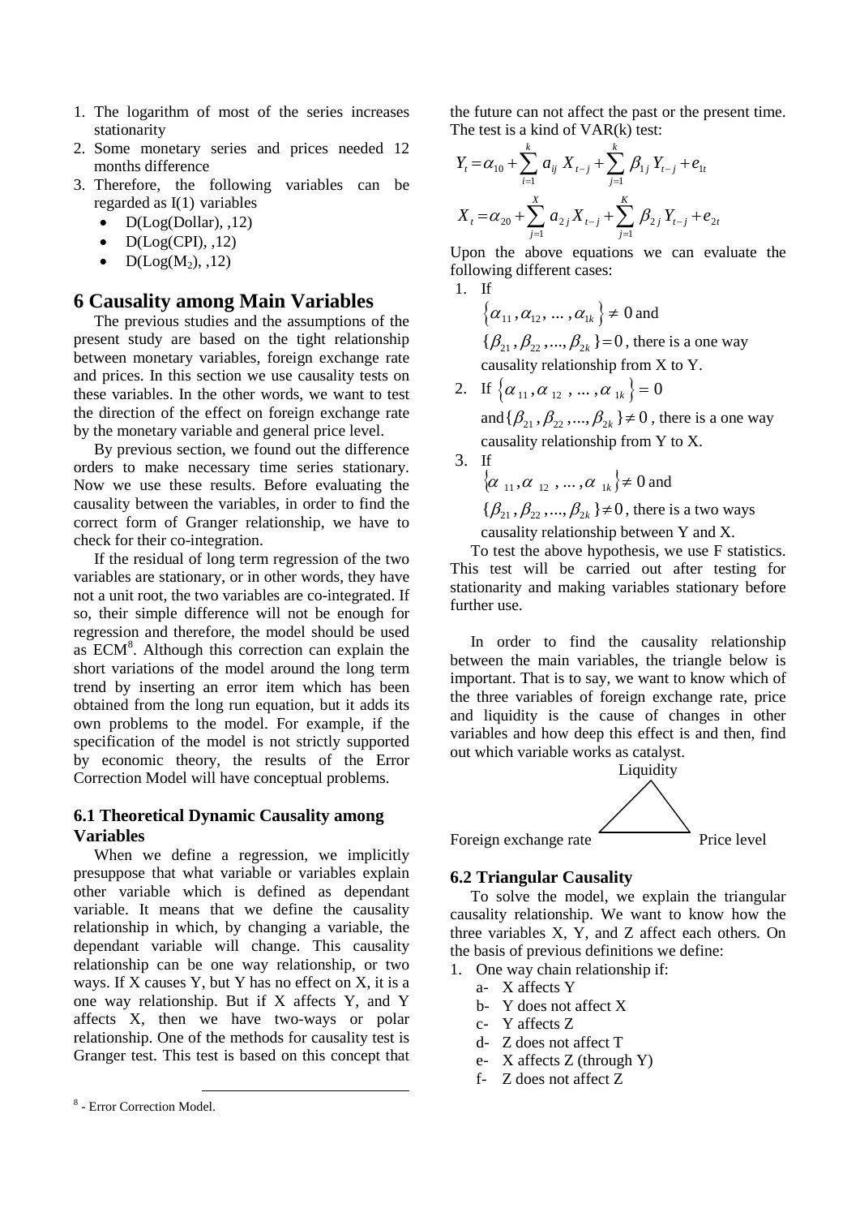1. The logarithm of most of the series increases stationarity
2. Some monetary series and prices needed 12 months difference
3. Therefore, the following variables can be regarded as I(1) variables
   - D(Log(Dollar), ,12)
   - D(Log(CPI), ,12)
   - D(Log($M_2$), ,12)

## 6 Causality among Main Variables

The previous studies and the assumptions of the present study are based on the tight relationship between monetary variables, foreign exchange rate and prices. In this section we use causality tests on these variables. In the other words, we want to test the direction of the effect on foreign exchange rate by the monetary variable and general price level.

By previous section, we found out the difference orders to make necessary time series stationary. Now we use these results. Before evaluating the causality between the variables, in order to find the correct form of Granger relationship, we have to check for their co-integration.

If the residual of long term regression of the two variables are stationary, or in other words, they have not a unit root, the two variables are co-integrated. If so, their simple difference will not be enough for regression and therefore, the model should be used as ECM[8]. Although this correction can explain the short variations of the model around the long term trend by inserting an error item which has been obtained from the long run equation, but it adds its own problems to the model. For example, if the specification of the model is not strictly supported by economic theory, the results of the Error Correction Model will have conceptual problems.

### 6.1 Theoretical Dynamic Causality among Variables

When we define a regression, we implicitly presuppose that what variable or variables explain other variable which is defined as dependant variable. It means that we define the causality relationship in which, by changing a variable, the dependant variable will change. This causality relationship can be one way relationship, or two ways. If X causes Y, but Y has no effect on X, it is a one way relationship. But if X affects Y, and Y affects X, then we have two-ways or polar relationship. One of the methods for causality test is Granger test. This test is based on this concept that the future can not affect the past or the present time. The test is a kind of VAR(k) test:

$$Y_t = \alpha_{10} + \sum_{i=1}^{k} a_{ij} X_{t-j} + \sum_{j=1}^{k} \beta_{1j} Y_{t-j} + e_{1t}$$

$$X_t = \alpha_{20} + \sum_{j=1}^{X} a_{2j} X_{t-j} + \sum_{j=1}^{K} \beta_{2j} Y_{t-j} + e_{2t}$$

Upon the above equations we can evaluate the following different cases:

1. If $\left\{\alpha_{11}, \alpha_{12}, \dots, \alpha_{1k}\right\} \neq 0$ and $\{\beta_{21}, \beta_{22}, \dots, \beta_{2k}\} = 0$, there is a one way causality relationship from X to Y.
2. If $\left\{\alpha_{11}, \alpha_{12}, \dots, \alpha_{1k}\right\} = 0$ and $\{\beta_{21}, \beta_{22}, \dots, \beta_{2k}\} \neq 0$, there is a one way causality relationship from Y to X.
3. If $\left\{\alpha_{11}, \alpha_{12}, \dots, \alpha_{1k}\right\} \neq 0$ and $\{\beta_{21}, \beta_{22}, \dots, \beta_{2k}\} \neq 0$, there is a two ways causality relationship between Y and X.

To test the above hypothesis, we use F statistics. This test will be carried out after testing for stationarity and making variables stationary before further use.

In order to find the causality relationship between the main variables, the triangle below is important. That is to say, we want to know which of the three variables of foreign exchange rate, price and liquidity is the cause of changes in other variables and how deep this effect is and then, find out which variable works as catalyst.

Liquidity

Foreign exchange rate　　　　　　Price level

### 6.2 Triangular Causality

To solve the model, we explain the triangular causality relationship. We want to know how the three variables X, Y, and Z affect each others. On the basis of previous definitions we define:

1. One way chain relationship if:
   a- X affects Y
   b- Y does not affect X
   c- Y affects Z
   d- Z does not affect T
   e- X affects Z (through Y)
   f- Z does not affect Z

[8] - Error Correction Model.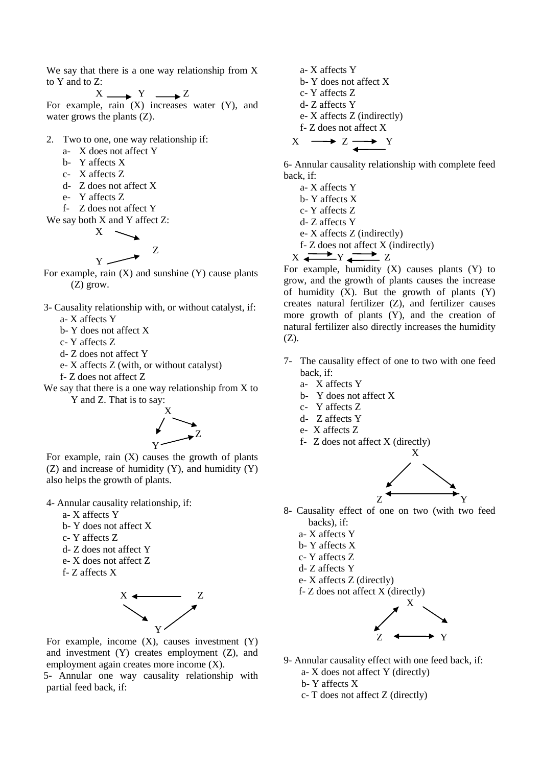We say that there is a one way relationship from X to Y and to Z:

$$X \longrightarrow Y \longrightarrow Z$$

For example, rain (X) increases water (Y), and water grows the plants (Z).

2. Two to one, one way relationship if:
   a- X does not affect Y
   b- Y affects X
   c- X affects Z
   d- Z does not affect X
   e- Y affects Z
   f- Z does not affect Y

We say both X and Y affect Z:

$$X \rightarrow Z \leftarrow Y$$

For example, rain (X) and sunshine (Y) cause plants (Z) grow.

3- Causality relationship with, or without catalyst, if:
   a- X affects Y
   b- Y does not affect X
   c- Y affects Z
   d- Z does not affect Y
   e- X affects Z (with, or without catalyst)
   f- Z does not affect Z

We say that there is a one way relationship from X to Y and Z. That is to say:

$$X \rightarrow Y,\quad X \rightarrow Z,\quad Y \rightarrow Z$$

For example, rain (X) causes the growth of plants (Z) and increase of humidity (Y), and humidity (Y) also helps the growth of plants.

4- Annular causality relationship, if:
   a- X affects Y
   b- Y does not affect X
   c- Y affects Z
   d- Z does not affect Y
   e- X does not affect Z
   f- Z affects X

$$X \rightarrow Y \rightarrow Z \rightarrow X$$

For example, income (X), causes investment (Y) and investment (Y) creates employment (Z), and employment again creates more income (X).

5- Annular one way causality relationship with partial feed back, if:
   a- X affects Y
   b- Y does not affect X
   c- Y affects Z
   d- Z affects Y
   e- X affects Z (indirectly)
   f- Z does not affect X

$$X \longrightarrow Z \rightleftarrows Y$$

6- Annular causality relationship with complete feed back, if:
   a- X affects Y
   b- Y affects X
   c- Y affects Z
   d- Z affects Y
   e- X affects Z (indirectly)
   f- Z does not affect X (indirectly)

$$X \rightleftarrows Y \rightleftarrows Z$$

For example, humidity (X) causes plants (Y) to grow, and the growth of plants causes the increase of humidity (X). But the growth of plants (Y) creates natural fertilizer (Z), and fertilizer causes more growth of plants (Y), and the creation of natural fertilizer also directly increases the humidity (Z).

7- The causality effect of one to two with one feed back, if:
   a- X affects Y
   b- Y does not affect X
   c- Y affects Z
   d- Z affects Y
   e- X affects Z
   f- Z does not affect X (directly)

$$X \rightarrow Z,\quad X \rightarrow Y,\quad Z \leftrightarrow Y$$

8- Causality effect of one on two (with two feed backs), if:
   a- X affects Y
   b- Y affects X
   c- Y affects Z
   d- Z affects Y
   e- X affects Z (directly)
   f- Z does not affect X (directly)

$$Z \leftrightarrow X \rightarrow Y,\quad Z \leftrightarrow Y$$

9- Annular causality effect with one feed back, if:
   a- X does not affect Y (directly)
   b- Y affects X
   c- T does not affect Z (directly)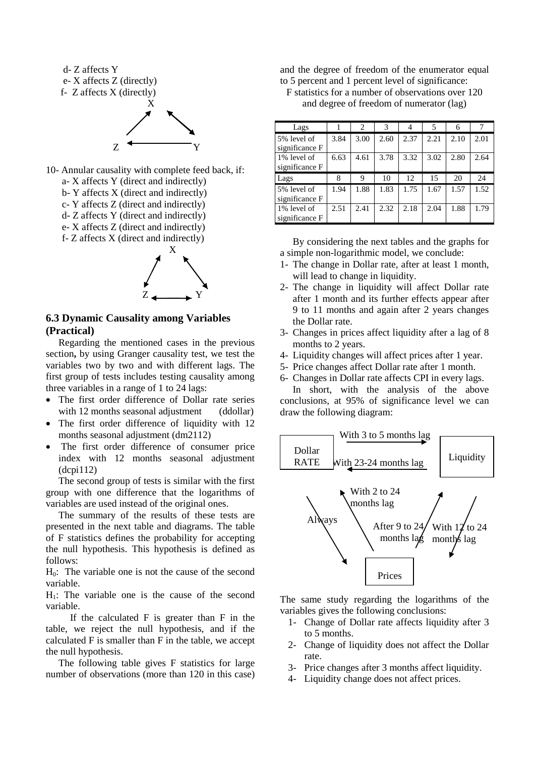d- Z affects Y

e- X affects Z (directly)

f- Z affects X (directly)

10- Annular causality with complete feed back, if:

a- X affects Y (direct and indirectly)

b- Y affects X (direct and indirectly)

c- Y affects Z (direct and indirectly)

d- Z affects Y (direct and indirectly)

e- X affects Z (direct and indirectly)

f- Z affects X (direct and indirectly)

## 6.3 Dynamic Causality among Variables (Practical)

Regarding the mentioned cases in the previous section**,** by using Granger causality test, we test the variables two by two and with different lags. The first group of tests includes testing causality among three variables in a range of 1 to 24 lags:

- The first order difference of Dollar rate series with 12 months seasonal adjustment (ddollar)
- The first order difference of liquidity with 12 months seasonal adjustment (dm2112)
- The first order difference of consumer price index with 12 months seasonal adjustment (dcpi112)

The second group of tests is similar with the first group with one difference that the logarithms of variables are used instead of the original ones.

The summary of the results of these tests are presented in the next table and diagrams. The table of F statistics defines the probability for accepting the null hypothesis. This hypothesis is defined as follows:

$H_0$: The variable one is not the cause of the second variable.

$H_1$: The variable one is the cause of the second variable.

If the calculated F is greater than F in the table, we reject the null hypothesis, and if the calculated F is smaller than F in the table, we accept the null hypothesis.

The following table gives F statistics for large number of observations (more than 120 in this case) and the degree of freedom of the enumerator equal to 5 percent and 1 percent level of significance:

F statistics for a number of observations over 120 and degree of freedom of numerator (lag)

| Lags | 1 | 2 | 3 | 4 | 5 | 6 | 7 |
|---|---|---|---|---|---|---|---|
| 5% level of significance F | 3.84 | 3.00 | 2.60 | 2.37 | 2.21 | 2.10 | 2.01 |
| 1% level of significance F | 6.63 | 4.61 | 3.78 | 3.32 | 3.02 | 2.80 | 2.64 |
| Lags | 8 | 9 | 10 | 12 | 15 | 20 | 24 |
| 5% level of significance F | 1.94 | 1.88 | 1.83 | 1.75 | 1.67 | 1.57 | 1.52 |
| 1% level of significance F | 2.51 | 2.41 | 2.32 | 2.18 | 2.04 | 1.88 | 1.79 |

By considering the next tables and the graphs for a simple non-logarithmic model, we conclude:

1- The change in Dollar rate, after at least 1 month, will lead to change in liquidity.

2- The change in liquidity will affect Dollar rate after 1 month and its further effects appear after 9 to 11 months and again after 2 years changes the Dollar rate.

3- Changes in prices affect liquidity after a lag of 8 months to 2 years.

4- Liquidity changes will affect prices after 1 year.

5- Price changes affect Dollar rate after 1 month.

6- Changes in Dollar rate affects CPI in every lags.

In short, with the analysis of the above conclusions, at 95% of significance level we can draw the following diagram:

Dollar RATE — With 3 to 5 months lag → Liquidity; Liquidity — With 23-24 months lag → Dollar RATE; Dollar RATE — Always → Prices; Prices — With 2 to 24 months lag → Dollar RATE; Prices — After 9 to 24 months lag → Liquidity; Liquidity — With 12 to 24 months lag → Prices

The same study regarding the logarithms of the variables gives the following conclusions:

1- Change of Dollar rate affects liquidity after 3 to 5 months.

2- Change of liquidity does not affect the Dollar rate.

3- Price changes after 3 months affect liquidity.

4- Liquidity change does not affect prices.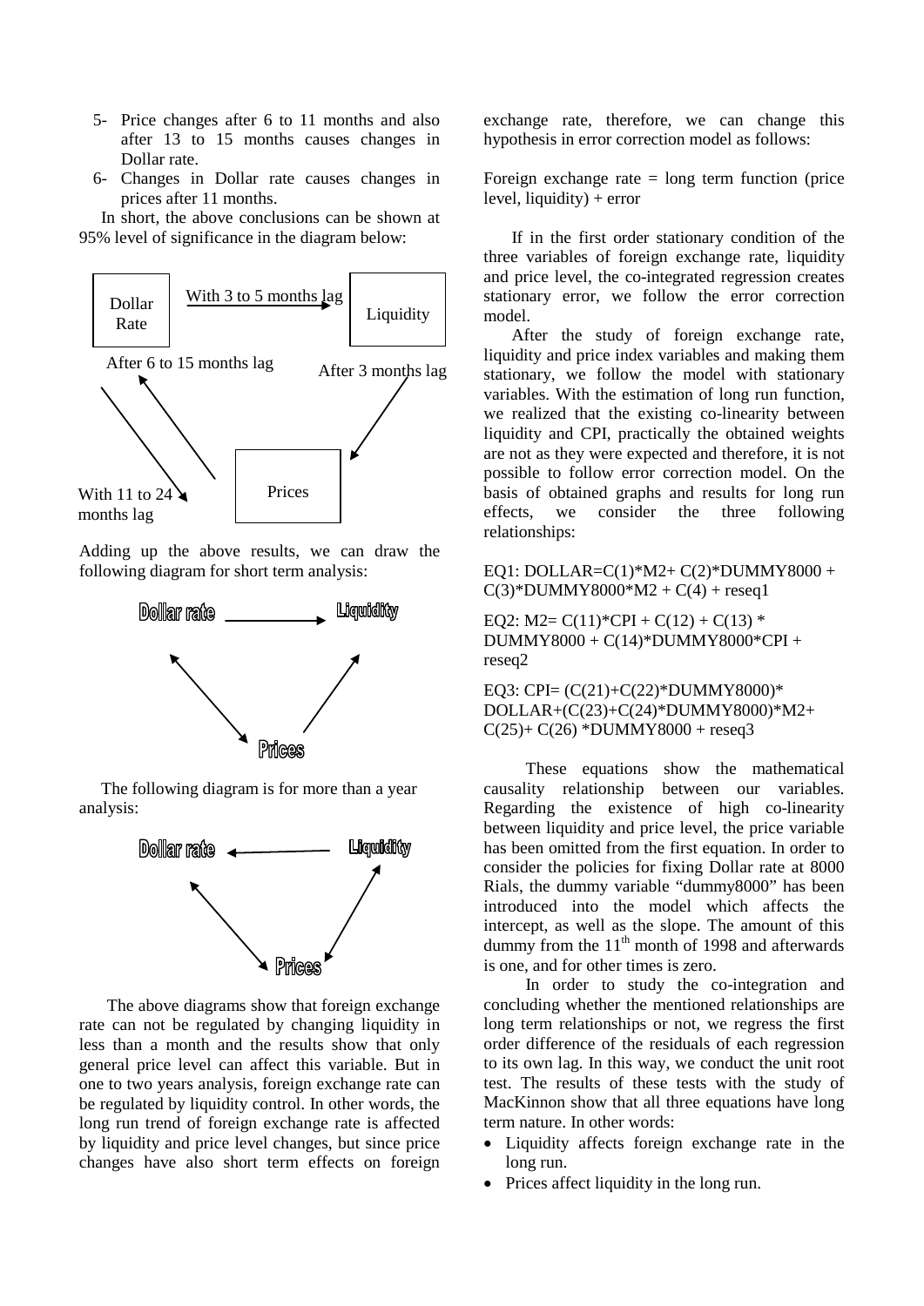5- Price changes after 6 to 11 months and also after 13 to 15 months causes changes in Dollar rate.

6- Changes in Dollar rate causes changes in prices after 11 months.

In short, the above conclusions can be shown at 95% level of significance in the diagram below:

Dollar Rate — With 3 to 5 months lag → Liquidity

After 6 to 15 months lag

After 3 months lag

With 11 to 24 months lag

Prices

Adding up the above results, we can draw the following diagram for short term analysis:

Dollar rate → Liquidity

Prices

The following diagram is for more than a year analysis:

Dollar rate ← Liquidity

Prices

The above diagrams show that foreign exchange rate can not be regulated by changing liquidity in less than a month and the results show that only general price level can affect this variable. But in one to two years analysis, foreign exchange rate can be regulated by liquidity control. In other words, the long run trend of foreign exchange rate is affected by liquidity and price level changes, but since price changes have also short term effects on foreign exchange rate, therefore, we can change this hypothesis in error correction model as follows:

Foreign exchange rate = long term function (price level, liquidity) + error

If in the first order stationary condition of the three variables of foreign exchange rate, liquidity and price level, the co-integrated regression creates stationary error, we follow the error correction model.

After the study of foreign exchange rate, liquidity and price index variables and making them stationary, we follow the model with stationary variables. With the estimation of long run function, we realized that the existing co-linearity between liquidity and CPI, practically the obtained weights are not as they were expected and therefore, it is not possible to follow error correction model. On the basis of obtained graphs and results for long run effects, we consider the three following relationships:

EQ1: DOLLAR=C(1)*M2+ C(2)*DUMMY8000 + C(3)*DUMMY8000*M2 + C(4) + reseq1

EQ2: M2= C(11)*CPI + C(12) + C(13) * DUMMY8000 + C(14)*DUMMY8000*CPI + reseq2

EQ3: CPI= (C(21)+C(22)*DUMMY8000)* DOLLAR+(C(23)+C(24)*DUMMY8000)*M2+ C(25)+ C(26) *DUMMY8000 + reseq3

These equations show the mathematical causality relationship between our variables. Regarding the existence of high co-linearity between liquidity and price level, the price variable has been omitted from the first equation. In order to consider the policies for fixing Dollar rate at 8000 Rials, the dummy variable "dummy8000" has been introduced into the model which affects the intercept, as well as the slope. The amount of this dummy from the $11^{th}$ month of 1998 and afterwards is one, and for other times is zero.

In order to study the co-integration and concluding whether the mentioned relationships are long term relationships or not, we regress the first order difference of the residuals of each regression to its own lag. In this way, we conduct the unit root test. The results of these tests with the study of MacKinnon show that all three equations have long term nature. In other words:

- Liquidity affects foreign exchange rate in the long run.
- Prices affect liquidity in the long run.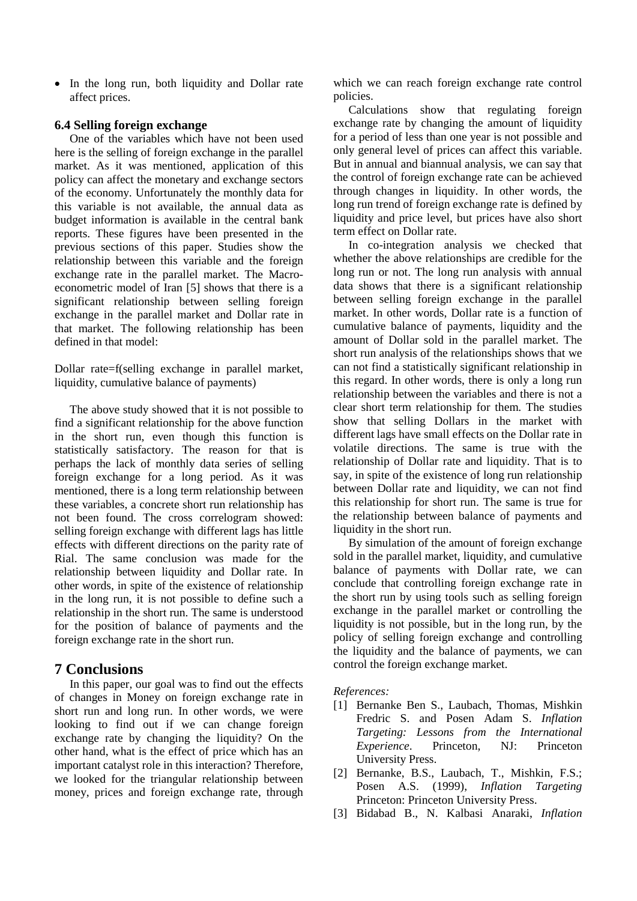- In the long run, both liquidity and Dollar rate affect prices.

### 6.4 Selling foreign exchange

One of the variables which have not been used here is the selling of foreign exchange in the parallel market. As it was mentioned, application of this policy can affect the monetary and exchange sectors of the economy. Unfortunately the monthly data for this variable is not available, the annual data as budget information is available in the central bank reports. These figures have been presented in the previous sections of this paper. Studies show the relationship between this variable and the foreign exchange rate in the parallel market. The Macro-econometric model of Iran [5] shows that there is a significant relationship between selling foreign exchange in the parallel market and Dollar rate in that market. The following relationship has been defined in that model:

Dollar rate=f(selling exchange in parallel market, liquidity, cumulative balance of payments)

The above study showed that it is not possible to find a significant relationship for the above function in the short run, even though this function is statistically satisfactory. The reason for that is perhaps the lack of monthly data series of selling foreign exchange for a long period. As it was mentioned, there is a long term relationship between these variables, a concrete short run relationship has not been found. The cross correlogram showed: selling foreign exchange with different lags has little effects with different directions on the parity rate of Rial. The same conclusion was made for the relationship between liquidity and Dollar rate. In other words, in spite of the existence of relationship in the long run, it is not possible to define such a relationship in the short run. The same is understood for the position of balance of payments and the foreign exchange rate in the short run.

## 7 Conclusions

In this paper, our goal was to find out the effects of changes in Money on foreign exchange rate in short run and long run. In other words, we were looking to find out if we can change foreign exchange rate by changing the liquidity? On the other hand, what is the effect of price which has an important catalyst role in this interaction? Therefore, we looked for the triangular relationship between money, prices and foreign exchange rate, through which we can reach foreign exchange rate control policies.

Calculations show that regulating foreign exchange rate by changing the amount of liquidity for a period of less than one year is not possible and only general level of prices can affect this variable. But in annual and biannual analysis, we can say that the control of foreign exchange rate can be achieved through changes in liquidity. In other words, the long run trend of foreign exchange rate is defined by liquidity and price level, but prices have also short term effect on Dollar rate.

In co-integration analysis we checked that whether the above relationships are credible for the long run or not. The long run analysis with annual data shows that there is a significant relationship between selling foreign exchange in the parallel market. In other words, Dollar rate is a function of cumulative balance of payments, liquidity and the amount of Dollar sold in the parallel market. The short run analysis of the relationships shows that we can not find a statistically significant relationship in this regard. In other words, there is only a long run relationship between the variables and there is not a clear short term relationship for them. The studies show that selling Dollars in the market with different lags have small effects on the Dollar rate in volatile directions. The same is true with the relationship of Dollar rate and liquidity. That is to say, in spite of the existence of long run relationship between Dollar rate and liquidity, we can not find this relationship for short run. The same is true for the relationship between balance of payments and liquidity in the short run.

By simulation of the amount of foreign exchange sold in the parallel market, liquidity, and cumulative balance of payments with Dollar rate, we can conclude that controlling foreign exchange rate in the short run by using tools such as selling foreign exchange in the parallel market or controlling the liquidity is not possible, but in the long run, by the policy of selling foreign exchange and controlling the liquidity and the balance of payments, we can control the foreign exchange market.

*References:*

[1] Bernanke Ben S., Laubach, Thomas, Mishkin Fredric S. and Posen Adam S. *Inflation Targeting: Lessons from the International Experience*. Princeton, NJ: Princeton University Press.

[2] Bernanke, B.S., Laubach, T., Mishkin, F.S.; Posen A.S. (1999), *Inflation Targeting* Princeton: Princeton University Press.

[3] Bidabad B., N. Kalbasi Anaraki, *Inflation*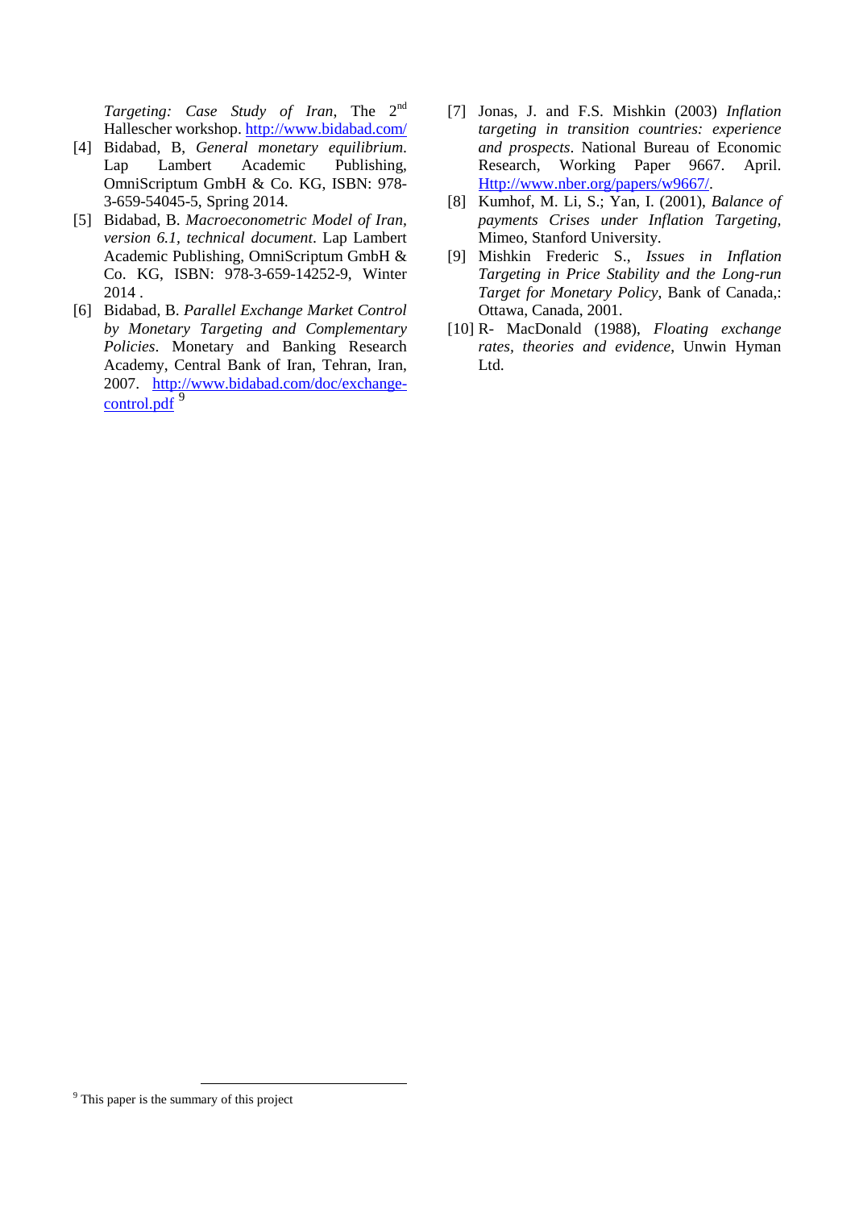*Targeting: Case Study of Iran*, The 2nd Hallescher workshop. http://www.bidabad.com/

[4] Bidabad, B, *General monetary equilibrium*. Lap Lambert Academic Publishing, OmniScriptum GmbH & Co. KG, ISBN: 978-3-659-54045-5, Spring 2014.

[5] Bidabad, B. *Macroeconometric Model of Iran, version 6.1, technical document*. Lap Lambert Academic Publishing, OmniScriptum GmbH & Co. KG, ISBN: 978-3-659-14252-9, Winter 2014 .

[6] Bidabad, B. *Parallel Exchange Market Control by Monetary Targeting and Complementary Policies*. Monetary and Banking Research Academy, Central Bank of Iran, Tehran, Iran, 2007. http://www.bidabad.com/doc/exchange-control.pdf [9]

[7] Jonas, J. and F.S. Mishkin (2003) *Inflation targeting in transition countries: experience and prospects*. National Bureau of Economic Research, Working Paper 9667. April. Http://www.nber.org/papers/w9667/.

[8] Kumhof, M. Li, S.; Yan, I. (2001), *Balance of payments Crises under Inflation Targeting*, Mimeo, Stanford University.

[9] Mishkin Frederic S., *Issues in Inflation Targeting in Price Stability and the Long-run Target for Monetary Policy*, Bank of Canada,: Ottawa, Canada, 2001.

[10] R- MacDonald (1988), *Floating exchange rates, theories and evidence*, Unwin Hyman Ltd.

[9] This paper is the summary of this project